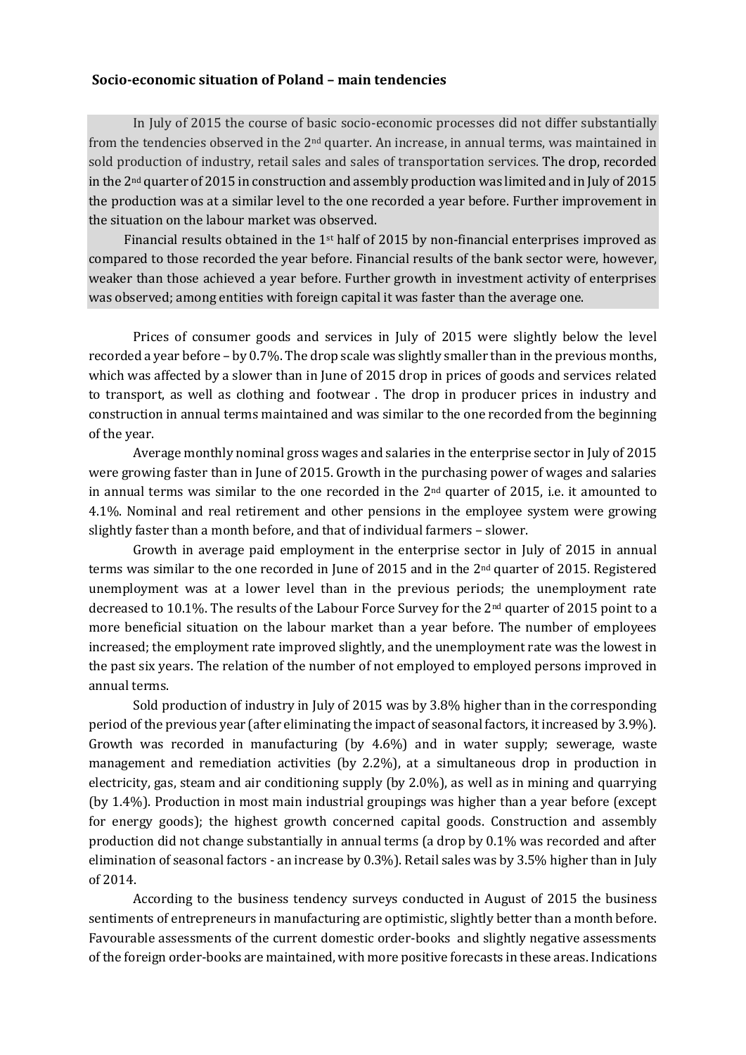**Socio-economic situation of Poland – main tendencies**

In July of 2015 the course of basic socio-economic processes did not differ substantially from the tendencies observed in the 2nd quarter. An increase, in annual terms, was maintained in sold production of industry, retail sales and sales of transportation services. The drop, recorded in the 2nd quarter of 2015 in construction and assembly production was limited and in July of 2015 the production was at a similar level to the one recorded a year before. Further improvement in the situation on the labour market was observed.

Financial results obtained in the 1st half of 2015 by non-financial enterprises improved as compared to those recorded the year before. Financial results of the bank sector were, however, weaker than those achieved a year before. Further growth in investment activity of enterprises was observed; among entities with foreign capital it was faster than the average one.

Prices of consumer goods and services in July of 2015 were slightly below the level recorded a year before – by 0.7%. The drop scale was slightly smaller than in the previous months, which was affected by a slower than in June of 2015 drop in prices of goods and services related to transport, as well as clothing and footwear . The drop in producer prices in industry and construction in annual terms maintained and was similar to the one recorded from the beginning of the year.

Average monthly nominal gross wages and salaries in the enterprise sector in July of 2015 were growing faster than in June of 2015. Growth in the purchasing power of wages and salaries in annual terms was similar to the one recorded in the 2nd quarter of 2015, i.e. it amounted to 4.1%. Nominal and real retirement and other pensions in the employee system were growing slightly faster than a month before, and that of individual farmers – slower.

Growth in average paid employment in the enterprise sector in July of 2015 in annual terms was similar to the one recorded in June of 2015 and in the 2nd quarter of 2015. Registered unemployment was at a lower level than in the previous periods; the unemployment rate decreased to 10.1%. The results of the Labour Force Survey for the 2nd quarter of 2015 point to a more beneficial situation on the labour market than a year before. The number of employees increased; the employment rate improved slightly, and the unemployment rate was the lowest in the past six years. The relation of the number of not employed to employed persons improved in annual terms.

Sold production of industry in July of 2015 was by 3.8% higher than in the corresponding period of the previous year (after eliminating the impact of seasonal factors, it increased by 3.9%). Growth was recorded in manufacturing (by 4.6%) and in water supply; sewerage, waste management and remediation activities (by 2.2%), at a simultaneous drop in production in electricity, gas, steam and air conditioning supply (by 2.0%), as well as in mining and quarrying (by 1.4%). Production in most main industrial groupings was higher than a year before (except for energy goods); the highest growth concerned capital goods. Construction and assembly production did not change substantially in annual terms (a drop by 0.1% was recorded and after elimination of seasonal factors - an increase by 0.3%). Retail sales was by 3.5% higher than in July of 2014.

According to the business tendency surveys conducted in August of 2015 the business sentiments of entrepreneurs in manufacturing are optimistic, slightly better than a month before. Favourable assessments of the current domestic order-books and slightly negative assessments of the foreign order-books are maintained, with more positive forecasts in these areas. Indications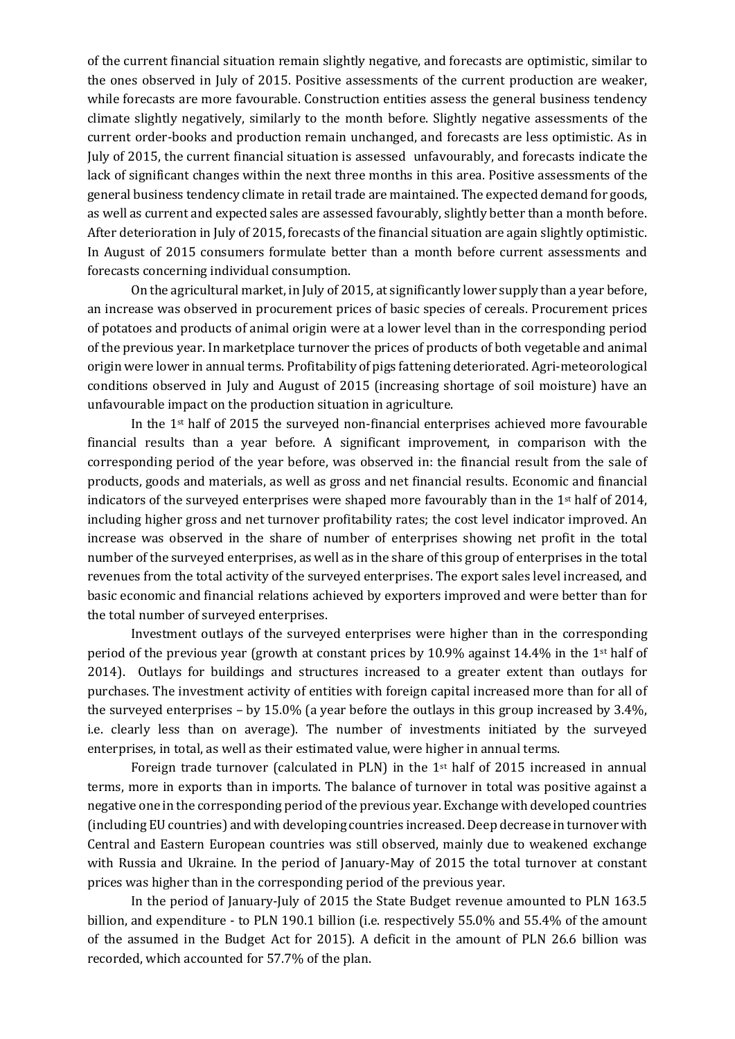of the current financial situation remain slightly negative, and forecasts are optimistic, similar to the ones observed in July of 2015. Positive assessments of the current production are weaker, while forecasts are more favourable. Construction entities assess the general business tendency climate slightly negatively, similarly to the month before. Slightly negative assessments of the current order-books and production remain unchanged, and forecasts are less optimistic. As in July of 2015, the current financial situation is assessed unfavourably, and forecasts indicate the lack of significant changes within the next three months in this area. Positive assessments of the general business tendency climate in retail trade are maintained. The expected demand for goods, as well as current and expected sales are assessed favourably, slightly better than a month before. After deterioration in July of 2015, forecasts of the financial situation are again slightly optimistic. In August of 2015 consumers formulate better than a month before current assessments and forecasts concerning individual consumption.

On the agricultural market, in July of 2015, at significantly lower supply than a year before, an increase was observed in procurement prices of basic species of cereals. Procurement prices of potatoes and products of animal origin were at a lower level than in the corresponding period of the previous year. In marketplace turnover the prices of products of both vegetable and animal origin were lower in annual terms. Profitability of pigs fattening deteriorated. Agri-meteorological conditions observed in July and August of 2015 (increasing shortage of soil moisture) have an unfavourable impact on the production situation in agriculture.

In the 1st half of 2015 the surveyed non-financial enterprises achieved more favourable financial results than a year before. A significant improvement, in comparison with the corresponding period of the year before, was observed in: the financial result from the sale of products, goods and materials, as well as gross and net financial results. Economic and financial indicators of the surveyed enterprises were shaped more favourably than in the 1st half of 2014, including higher gross and net turnover profitability rates; the cost level indicator improved. An increase was observed in the share of number of enterprises showing net profit in the total number of the surveyed enterprises, as well as in the share of this group of enterprises in the total revenues from the total activity of the surveyed enterprises. The export sales level increased, and basic economic and financial relations achieved by exporters improved and were better than for the total number of surveyed enterprises.

Investment outlays of the surveyed enterprises were higher than in the corresponding period of the previous year (growth at constant prices by 10.9% against 14.4% in the 1st half of 2014). Outlays for buildings and structures increased to a greater extent than outlays for purchases. The investment activity of entities with foreign capital increased more than for all of the surveyed enterprises – by 15.0% (a year before the outlays in this group increased by 3.4%, i.e. clearly less than on average). The number of investments initiated by the surveyed enterprises, in total, as well as their estimated value, were higher in annual terms.

Foreign trade turnover (calculated in PLN) in the 1st half of 2015 increased in annual terms, more in exports than in imports. The balance of turnover in total was positive against a negative one in the corresponding period of the previous year. Exchange with developed countries (including EU countries) and with developing countries increased. Deep decrease in turnover with Central and Eastern European countries was still observed, mainly due to weakened exchange with Russia and Ukraine. In the period of January-May of 2015 the total turnover at constant prices was higher than in the corresponding period of the previous year.

In the period of January-July of 2015 the State Budget revenue amounted to PLN 163.5 billion, and expenditure - to PLN 190.1 billion (i.e. respectively 55.0% and 55.4% of the amount of the assumed in the Budget Act for 2015). A deficit in the amount of PLN 26.6 billion was recorded, which accounted for 57.7% of the plan.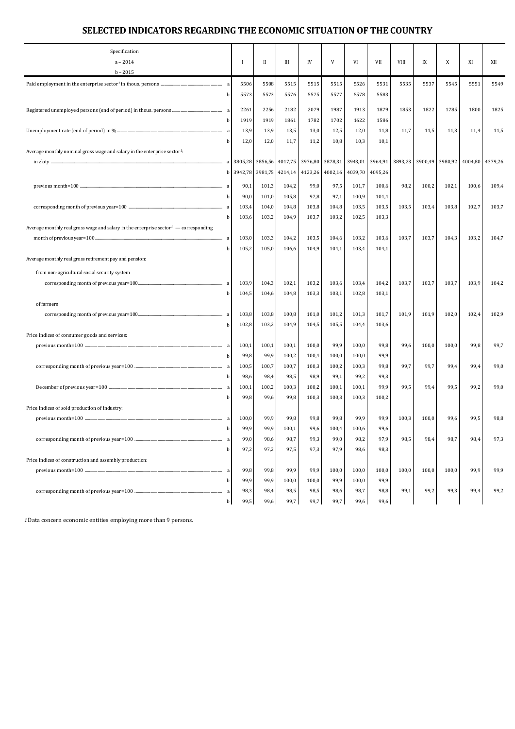# SELECTED INDICATORS REGARDING THE ECONOMIC SITUATION OF THE COUNTRY

| Specification<br>a – 2014<br>b – 2015 | | I | II | III | IV | V | VI | VII | VIII | IX | X | XI | XII |
|---|---|---|---|---|---|---|---|---|---|---|---|---|---|
| Paid employment in the enterprise sector[1] in thous. persons | a | 5506 | 5508 | 5515 | 5515 | 5515 | 5526 | 5531 | 5535 | 5537 | 5545 | 5551 | 5549 |
| | b | 5573 | 5573 | 5576 | 5575 | 5577 | 5578 | 5583 | | | | | |
| Registered unemployed persons (end of period) in thous. persons | a | 2261 | 2256 | 2182 | 2079 | 1987 | 1913 | 1879 | 1853 | 1822 | 1785 | 1800 | 1825 |
| | b | 1919 | 1919 | 1861 | 1782 | 1702 | 1622 | 1586 | | | | | |
| Unemployment rate (end of period) in % | a | 13,9 | 13,9 | 13,5 | 13,0 | 12,5 | 12,0 | 11,8 | 11,7 | 11,5 | 11,3 | 11,4 | 11,5 |
| | b | 12,0 | 12,0 | 11,7 | 11,2 | 10,8 | 10,3 | 10,1 | | | | | |
| Average monthly nominal gross wage and salary in the enterprise sector[1]: | | | | | | | | | | | | | |
| in zloty | a | 3805,28 | 3856,56 | 4017,75 | 3976,80 | 3878,31 | 3943,01 | 3964,91 | 3893,23 | 3900,49 | 3980,92 | 4004,80 | 4379,26 |
| | b | 3942,78 | 3981,75 | 4214,14 | 4123,26 | 4002,16 | 4039,70 | 4095,26 | | | | | |
| previous month=100 | a | 90,1 | 101,3 | 104,2 | 99,0 | 97,5 | 101,7 | 100,6 | 98,2 | 100,2 | 102,1 | 100,6 | 109,4 |
| | b | 90,0 | 101,0 | 105,8 | 97,8 | 97,1 | 100,9 | 101,4 | | | | | |
| corresponding month of previous year=100 | a | 103,4 | 104,0 | 104,8 | 103,8 | 104,8 | 103,5 | 103,5 | 103,5 | 103,4 | 103,8 | 102,7 | 103,7 |
| | b | 103,6 | 103,2 | 104,9 | 103,7 | 103,2 | 102,5 | 103,3 | | | | | |
| Average monthly real gross wage and salary in the enterprise sector[1] — corresponding month of previous year=100 | a | 103,0 | 103,3 | 104,2 | 103,5 | 104,6 | 103,2 | 103,6 | 103,7 | 103,7 | 104,3 | 103,2 | 104,7 |
| | b | 105,2 | 105,0 | 106,6 | 104,9 | 104,1 | 103,4 | 104,1 | | | | | |
| Average monthly real gross retirement pay and pension: | | | | | | | | | | | | | |
| from non-agricultural social security system | | | | | | | | | | | | | |
| corresponding month of previous year=100 | a | 103,9 | 104,3 | 102,1 | 103,2 | 103,6 | 103,4 | 104,2 | 103,7 | 103,7 | 103,7 | 103,9 | 104,2 |
| | b | 104,5 | 104,6 | 104,8 | 103,3 | 103,1 | 102,8 | 103,1 | | | | | |
| of farmers | | | | | | | | | | | | | |
| corresponding month of previous year=100 | a | 103,8 | 103,8 | 100,8 | 101,0 | 101,2 | 101,3 | 101,7 | 101,9 | 101,9 | 102,0 | 102,4 | 102,9 |
| | b | 102,8 | 103,2 | 104,9 | 104,5 | 105,5 | 104,4 | 103,6 | | | | | |
| Price indices of consumer goods and services: | | | | | | | | | | | | | |
| previous month=100 | a | 100,1 | 100,1 | 100,1 | 100,0 | 99,9 | 100,0 | 99,8 | 99,6 | 100,0 | 100,0 | 99,8 | 99,7 |
| | b | 99,8 | 99,9 | 100,2 | 100,4 | 100,0 | 100,0 | 99,9 | | | | | |
| corresponding month of previous year=100 | a | 100,5 | 100,7 | 100,7 | 100,3 | 100,2 | 100,3 | 99,8 | 99,7 | 99,7 | 99,4 | 99,4 | 99,0 |
| | b | 98,6 | 98,4 | 98,5 | 98,9 | 99,1 | 99,2 | 99,3 | | | | | |
| December of previous year=100 | a | 100,1 | 100,2 | 100,3 | 100,2 | 100,1 | 100,1 | 99,9 | 99,5 | 99,4 | 99,5 | 99,2 | 99,0 |
| | b | 99,8 | 99,6 | 99,8 | 100,3 | 100,3 | 100,3 | 100,2 | | | | | |
| Price indices of sold production of industry: | | | | | | | | | | | | | |
| previous month=100 | a | 100,0 | 99,9 | 99,8 | 99,8 | 99,8 | 99,9 | 99,9 | 100,3 | 100,0 | 99,6 | 99,5 | 98,8 |
| | b | 99,9 | 99,9 | 100,1 | 99,6 | 100,4 | 100,6 | 99,6 | | | | | |
| corresponding month of previous year=100 | a | 99,0 | 98,6 | 98,7 | 99,3 | 99,0 | 98,2 | 97,9 | 98,5 | 98,4 | 98,7 | 98,4 | 97,3 |
| | b | 97,2 | 97,2 | 97,5 | 97,3 | 97,9 | 98,6 | 98,3 | | | | | |
| Price indices of construction and assembly production: | | | | | | | | | | | | | |
| previous month=100 | a | 99,8 | 99,8 | 99,9 | 99,9 | 100,0 | 100,0 | 100,0 | 100,0 | 100,0 | 100,0 | 99,9 | 99,9 |
| | b | 99,9 | 99,9 | 100,0 | 100,0 | 99,9 | 100,0 | 99,9 | | | | | |
| corresponding month of previous year=100 | a | 98,3 | 98,4 | 98,5 | 98,5 | 98,6 | 98,7 | 98,8 | 99,1 | 99,2 | 99,3 | 99,4 | 99,2 |
| | b | 99,5 | 99,6 | 99,7 | 99,7 | 99,7 | 99,6 | 99,6 | | | | | |

[1] Data concern economic entities employing more than 9 persons.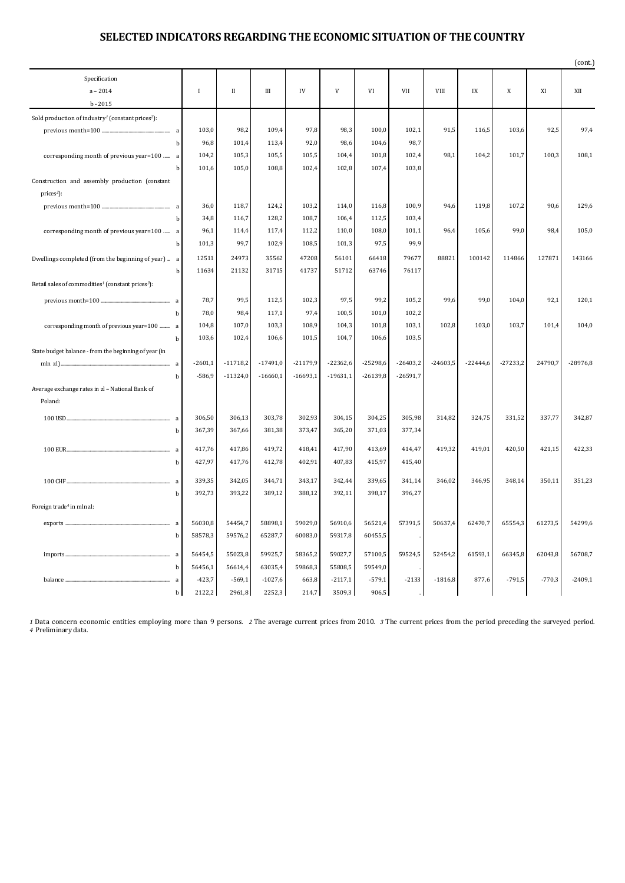# SELECTED INDICATORS REGARDING THE ECONOMIC SITUATION OF THE COUNTRY

(cont.)

| Specification<br>a – 2014<br>b - 2015 | | I | II | III | IV | V | VI | VII | VIII | IX | X | XI | XII |
|---|---|---|---|---|---|---|---|---|---|---|---|---|---|
| Sold production of industry[1] (constant prices[2]): | | | | | | | | | | | | | |
| previous month=100 | a | 103,0 | 98,2 | 109,4 | 97,8 | 98,3 | 100,0 | 102,1 | 91,5 | 116,5 | 103,6 | 92,5 | 97,4 |
| | b | 96,8 | 101,4 | 113,4 | 92,0 | 98,6 | 104,6 | 98,7 | | | | | |
| corresponding month of previous year=100 | a | 104,2 | 105,3 | 105,5 | 105,5 | 104,4 | 101,8 | 102,4 | 98,1 | 104,2 | 101,7 | 100,3 | 108,1 |
| | b | 101,6 | 105,0 | 108,8 | 102,4 | 102,8 | 107,4 | 103,8 | | | | | |
| Construction and assembly production (constant prices[2]): | | | | | | | | | | | | | |
| previous month=100 | a | 36,0 | 118,7 | 124,2 | 103,2 | 114,0 | 116,8 | 100,9 | 94,6 | 119,8 | 107,2 | 90,6 | 129,6 |
| | b | 34,8 | 116,7 | 128,2 | 108,7 | 106,4 | 112,5 | 103,4 | | | | | |
| corresponding month of previous year=100 | a | 96,1 | 114,4 | 117,4 | 112,2 | 110,0 | 108,0 | 101,1 | 96,4 | 105,6 | 99,0 | 98,4 | 105,0 |
| | b | 101,3 | 99,7 | 102,9 | 108,5 | 101,3 | 97,5 | 99,9 | | | | | |
| Dwellings completed (from the beginning of year) | a | 12511 | 24973 | 35562 | 47208 | 56101 | 66418 | 79677 | 88821 | 100142 | 114866 | 127871 | 143166 |
| | b | 11634 | 21132 | 31715 | 41737 | 51712 | 63746 | 76117 | | | | | |
| Retail sales of commodities[1] (constant prices[3]): | | | | | | | | | | | | | |
| previous month=100 | a | 78,7 | 99,5 | 112,5 | 102,3 | 97,5 | 99,2 | 105,2 | 99,6 | 99,0 | 104,0 | 92,1 | 120,1 |
| | b | 78,0 | 98,4 | 117,1 | 97,4 | 100,5 | 101,0 | 102,2 | | | | | |
| corresponding month of previous year=100 | a | 104,8 | 107,0 | 103,3 | 108,9 | 104,3 | 101,8 | 103,1 | 102,8 | 103,0 | 103,7 | 101,4 | 104,0 |
| | b | 103,6 | 102,4 | 106,6 | 101,5 | 104,7 | 106,6 | 103,5 | | | | | |
| State budget balance - from the beginning of year (in mln zl) | a | -2601,1 | -11718,2 | -17491,0 | -21179,9 | -22362,6 | -25298,6 | -26403,2 | -24603,5 | -22444,6 | -27233,2 | 24790,7 | -28976,8 |
| | b | -586,9 | -11324,0 | -16660,1 | -16693,1 | -19631,1 | -26139,8 | -26591,7 | | | | | |
| Average exchange rates in zl – National Bank of Poland: | | | | | | | | | | | | | |
| 100 USD | a | 306,50 | 306,13 | 303,78 | 302,93 | 304,15 | 304,25 | 305,98 | 314,82 | 324,75 | 331,52 | 337,77 | 342,87 |
| | b | 367,39 | 367,66 | 381,38 | 373,47 | 365,20 | 371,03 | 377,34 | | | | | |
| 100 EUR | a | 417,76 | 417,86 | 419,72 | 418,41 | 417,90 | 413,69 | 414,47 | 419,32 | 419,01 | 420,50 | 421,15 | 422,33 |
| | b | 427,97 | 417,76 | 412,78 | 402,91 | 407,83 | 415,97 | 415,40 | | | | | |
| 100 CHF | a | 339,35 | 342,05 | 344,71 | 343,17 | 342,44 | 339,65 | 341,14 | 346,02 | 346,95 | 348,14 | 350,11 | 351,23 |
| | b | 392,73 | 393,22 | 389,12 | 388,12 | 392,11 | 398,17 | 396,27 | | | | | |
| Foreign trade[4] in mln zl: | | | | | | | | | | | | | |
| exports | a | 56030,8 | 54454,7 | 58898,1 | 59029,0 | 56910,6 | 56521,4 | 57391,5 | 50637,4 | 62470,7 | 65554,3 | 61273,5 | 54299,6 |
| | b | 58578,3 | 59576,2 | 65287,7 | 60083,0 | 59317,8 | 60455,5 | . | | | | | |
| imports | a | 56454,5 | 55023,8 | 59925,7 | 58365,2 | 59027,7 | 57100,5 | 59524,5 | 52454,2 | 61593,1 | 66345,8 | 62043,8 | 56708,7 |
| | b | 56456,1 | 56614,4 | 63035,4 | 59868,3 | 55808,5 | 59549,0 | . | | | | | |
| balance | a | -423,7 | -569,1 | -1027,6 | 663,8 | -2117,1 | -579,1 | -2133 | -1816,8 | 877,6 | -791,5 | -770,3 | -2409,1 |
| | b | 2122,2 | 2961,8 | 2252,3 | 214,7 | 3509,3 | 906,5 | . | | | | | |

*1* Data concern economic entities employing more than 9 persons. *2* The average current prices from 2010. *3* The current prices from the period preceding the surveyed period. *4* Preliminary data.